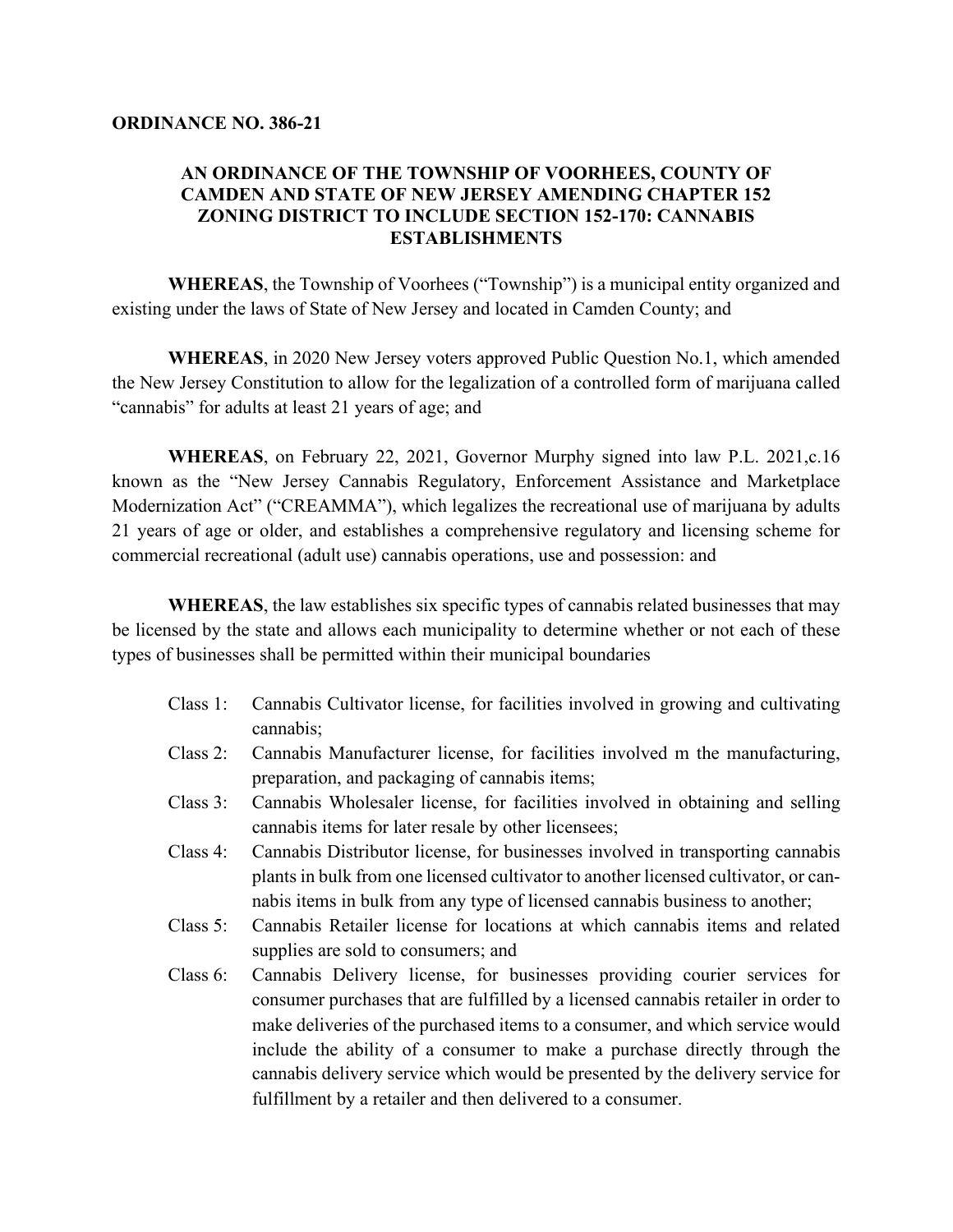**ORDINANCE NO. 386-21**

**AN ORDINANCE OF THE TOWNSHIP OF VOORHEES, COUNTY OF CAMDEN AND STATE OF NEW JERSEY AMENDING CHAPTER 152 ZONING DISTRICT TO INCLUDE SECTION 152-170: CANNABIS ESTABLISHMENTS**

**WHEREAS**, the Township of Voorhees ("Township") is a municipal entity organized and existing under the laws of State of New Jersey and located in Camden County; and

**WHEREAS**, in 2020 New Jersey voters approved Public Question No.1, which amended the New Jersey Constitution to allow for the legalization of a controlled form of marijuana called "cannabis" for adults at least 21 years of age; and

**WHEREAS**, on February 22, 2021, Governor Murphy signed into law P.L. 2021,c.16 known as the "New Jersey Cannabis Regulatory, Enforcement Assistance and Marketplace Modernization Act" ("CREAMMA"), which legalizes the recreational use of marijuana by adults 21 years of age or older, and establishes a comprehensive regulatory and licensing scheme for commercial recreational (adult use) cannabis operations, use and possession: and

**WHEREAS**, the law establishes six specific types of cannabis related businesses that may be licensed by the state and allows each municipality to determine whether or not each of these types of businesses shall be permitted within their municipal boundaries

- Class 1: Cannabis Cultivator license, for facilities involved in growing and cultivating cannabis;
- Class 2: Cannabis Manufacturer license, for facilities involved m the manufacturing, preparation, and packaging of cannabis items;
- Class 3: Cannabis Wholesaler license, for facilities involved in obtaining and selling cannabis items for later resale by other licensees;
- Class 4: Cannabis Distributor license, for businesses involved in transporting cannabis plants in bulk from one licensed cultivator to another licensed cultivator, or cannabis items in bulk from any type of licensed cannabis business to another;
- Class 5: Cannabis Retailer license for locations at which cannabis items and related supplies are sold to consumers; and
- Class 6: Cannabis Delivery license, for businesses providing courier services for consumer purchases that are fulfilled by a licensed cannabis retailer in order to make deliveries of the purchased items to a consumer, and which service would include the ability of a consumer to make a purchase directly through the cannabis delivery service which would be presented by the delivery service for fulfillment by a retailer and then delivered to a consumer.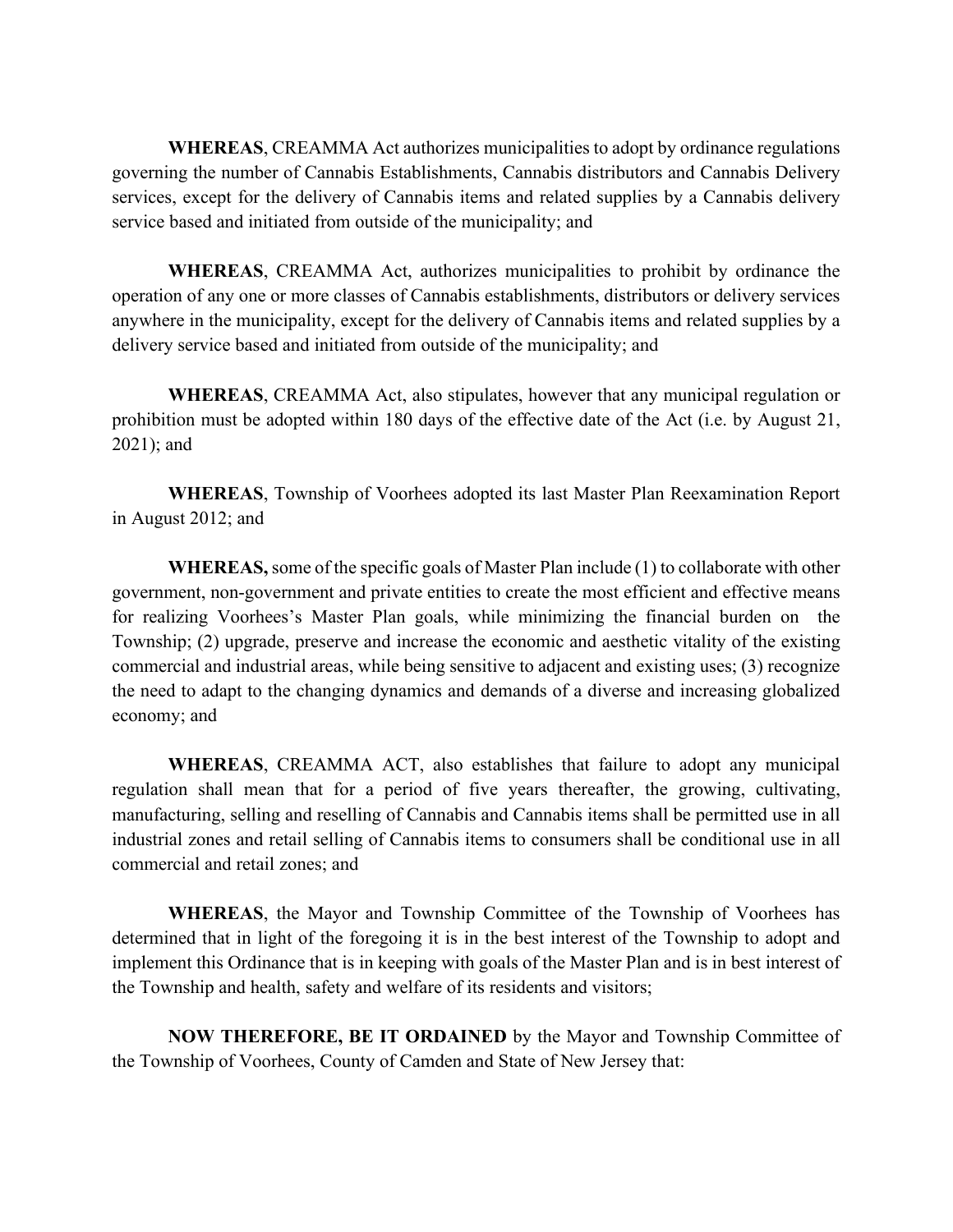**WHEREAS**, CREAMMA Act authorizes municipalities to adopt by ordinance regulations governing the number of Cannabis Establishments, Cannabis distributors and Cannabis Delivery services, except for the delivery of Cannabis items and related supplies by a Cannabis delivery service based and initiated from outside of the municipality; and

**WHEREAS**, CREAMMA Act, authorizes municipalities to prohibit by ordinance the operation of any one or more classes of Cannabis establishments, distributors or delivery services anywhere in the municipality, except for the delivery of Cannabis items and related supplies by a delivery service based and initiated from outside of the municipality; and

**WHEREAS**, CREAMMA Act, also stipulates, however that any municipal regulation or prohibition must be adopted within 180 days of the effective date of the Act (i.e. by August 21, 2021); and

**WHEREAS**, Township of Voorhees adopted its last Master Plan Reexamination Report in August 2012; and

**WHEREAS,** some of the specific goals of Master Plan include (1) to collaborate with other government, non-government and private entities to create the most efficient and effective means for realizing Voorhees's Master Plan goals, while minimizing the financial burden on the Township; (2) upgrade, preserve and increase the economic and aesthetic vitality of the existing commercial and industrial areas, while being sensitive to adjacent and existing uses; (3) recognize the need to adapt to the changing dynamics and demands of a diverse and increasing globalized economy; and

**WHEREAS**, CREAMMA ACT, also establishes that failure to adopt any municipal regulation shall mean that for a period of five years thereafter, the growing, cultivating, manufacturing, selling and reselling of Cannabis and Cannabis items shall be permitted use in all industrial zones and retail selling of Cannabis items to consumers shall be conditional use in all commercial and retail zones; and

**WHEREAS**, the Mayor and Township Committee of the Township of Voorhees has determined that in light of the foregoing it is in the best interest of the Township to adopt and implement this Ordinance that is in keeping with goals of the Master Plan and is in best interest of the Township and health, safety and welfare of its residents and visitors;

**NOW THEREFORE, BE IT ORDAINED** by the Mayor and Township Committee of the Township of Voorhees, County of Camden and State of New Jersey that: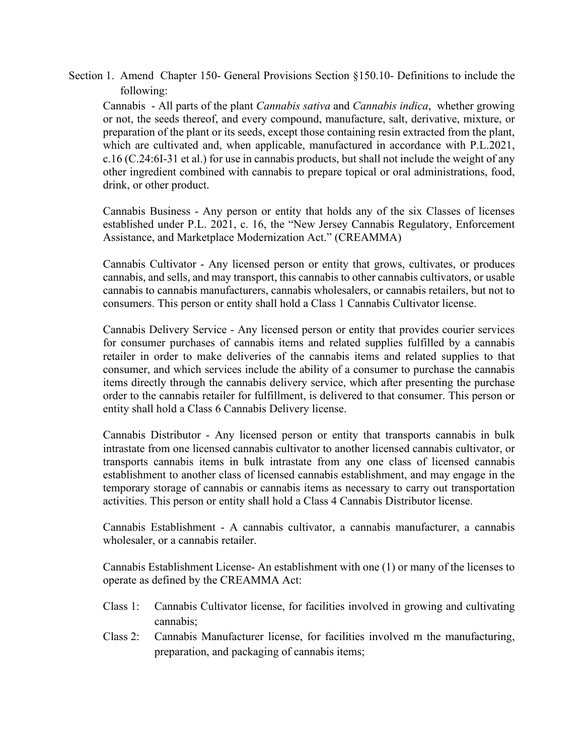Section 1. Amend Chapter 150- General Provisions Section §150.10- Definitions to include the following:

Cannabis - All parts of the plant *Cannabis sativa* and *Cannabis indica*, whether growing or not, the seeds thereof, and every compound, manufacture, salt, derivative, mixture, or preparation of the plant or its seeds, except those containing resin extracted from the plant, which are cultivated and, when applicable, manufactured in accordance with P.L.2021, c.16 (C.24:6I-31 et al.) for use in cannabis products, but shall not include the weight of any other ingredient combined with cannabis to prepare topical or oral administrations, food, drink, or other product.

Cannabis Business - Any person or entity that holds any of the six Classes of licenses established under P.L. 2021, c. 16, the "New Jersey Cannabis Regulatory, Enforcement Assistance, and Marketplace Modernization Act." (CREAMMA)

Cannabis Cultivator - Any licensed person or entity that grows, cultivates, or produces cannabis, and sells, and may transport, this cannabis to other cannabis cultivators, or usable cannabis to cannabis manufacturers, cannabis wholesalers, or cannabis retailers, but not to consumers. This person or entity shall hold a Class 1 Cannabis Cultivator license.

Cannabis Delivery Service - Any licensed person or entity that provides courier services for consumer purchases of cannabis items and related supplies fulfilled by a cannabis retailer in order to make deliveries of the cannabis items and related supplies to that consumer, and which services include the ability of a consumer to purchase the cannabis items directly through the cannabis delivery service, which after presenting the purchase order to the cannabis retailer for fulfillment, is delivered to that consumer. This person or entity shall hold a Class 6 Cannabis Delivery license.

Cannabis Distributor - Any licensed person or entity that transports cannabis in bulk intrastate from one licensed cannabis cultivator to another licensed cannabis cultivator, or transports cannabis items in bulk intrastate from any one class of licensed cannabis establishment to another class of licensed cannabis establishment, and may engage in the temporary storage of cannabis or cannabis items as necessary to carry out transportation activities. This person or entity shall hold a Class 4 Cannabis Distributor license.

Cannabis Establishment - A cannabis cultivator, a cannabis manufacturer, a cannabis wholesaler, or a cannabis retailer.

Cannabis Establishment License- An establishment with one (1) or many of the licenses to operate as defined by the CREAMMA Act:

- Class 1: Cannabis Cultivator license, for facilities involved in growing and cultivating cannabis;
- Class 2: Cannabis Manufacturer license, for facilities involved m the manufacturing, preparation, and packaging of cannabis items;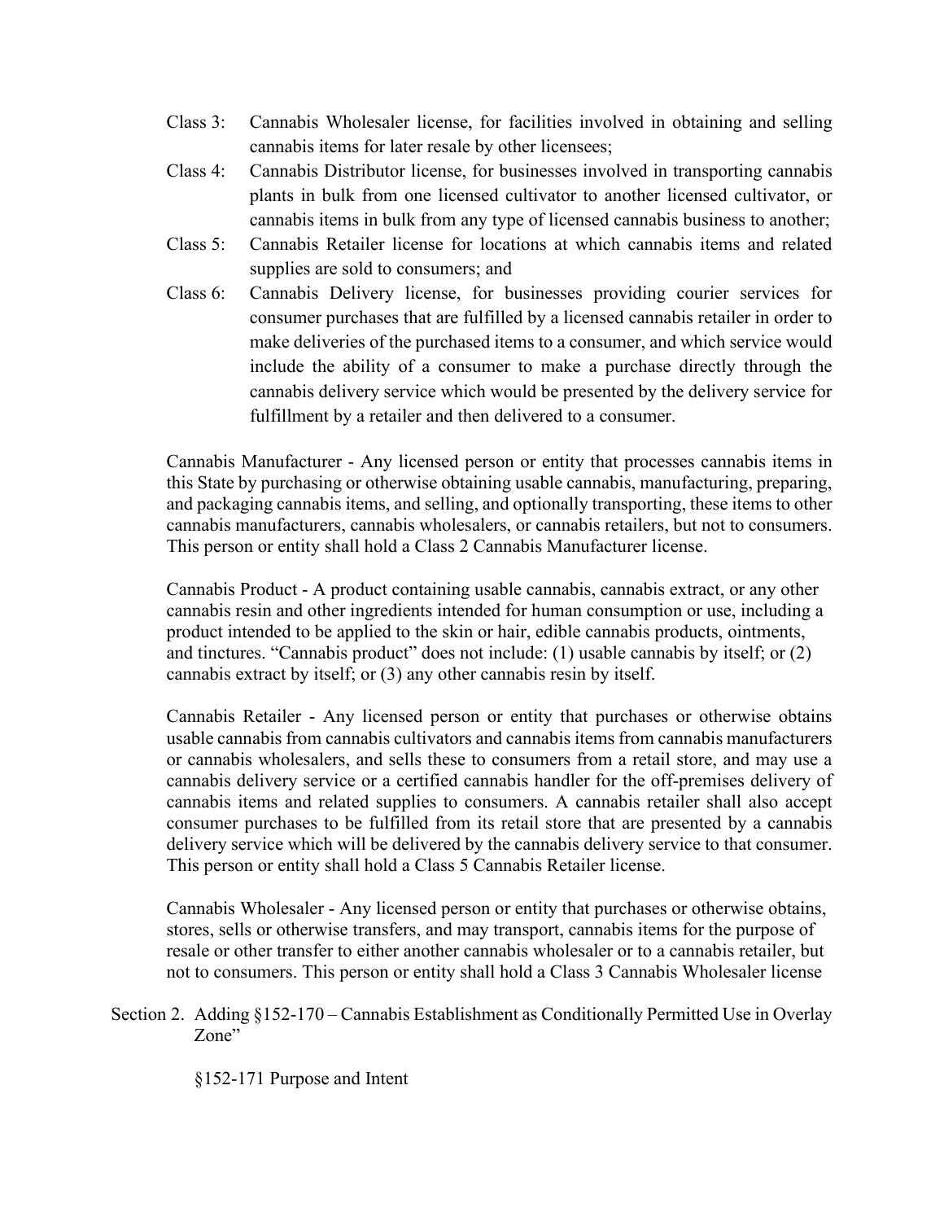Class 3: Cannabis Wholesaler license, for facilities involved in obtaining and selling cannabis items for later resale by other licensees;

Class 4: Cannabis Distributor license, for businesses involved in transporting cannabis plants in bulk from one licensed cultivator to another licensed cultivator, or cannabis items in bulk from any type of licensed cannabis business to another;

Class 5: Cannabis Retailer license for locations at which cannabis items and related supplies are sold to consumers; and

Class 6: Cannabis Delivery license, for businesses providing courier services for consumer purchases that are fulfilled by a licensed cannabis retailer in order to make deliveries of the purchased items to a consumer, and which service would include the ability of a consumer to make a purchase directly through the cannabis delivery service which would be presented by the delivery service for fulfillment by a retailer and then delivered to a consumer.

Cannabis Manufacturer - Any licensed person or entity that processes cannabis items in this State by purchasing or otherwise obtaining usable cannabis, manufacturing, preparing, and packaging cannabis items, and selling, and optionally transporting, these items to other cannabis manufacturers, cannabis wholesalers, or cannabis retailers, but not to consumers. This person or entity shall hold a Class 2 Cannabis Manufacturer license.

Cannabis Product - A product containing usable cannabis, cannabis extract, or any other cannabis resin and other ingredients intended for human consumption or use, including a product intended to be applied to the skin or hair, edible cannabis products, ointments, and tinctures. "Cannabis product" does not include: (1) usable cannabis by itself; or (2) cannabis extract by itself; or (3) any other cannabis resin by itself.

Cannabis Retailer - Any licensed person or entity that purchases or otherwise obtains usable cannabis from cannabis cultivators and cannabis items from cannabis manufacturers or cannabis wholesalers, and sells these to consumers from a retail store, and may use a cannabis delivery service or a certified cannabis handler for the off-premises delivery of cannabis items and related supplies to consumers. A cannabis retailer shall also accept consumer purchases to be fulfilled from its retail store that are presented by a cannabis delivery service which will be delivered by the cannabis delivery service to that consumer. This person or entity shall hold a Class 5 Cannabis Retailer license.

Cannabis Wholesaler - Any licensed person or entity that purchases or otherwise obtains, stores, sells or otherwise transfers, and may transport, cannabis items for the purpose of resale or other transfer to either another cannabis wholesaler or to a cannabis retailer, but not to consumers. This person or entity shall hold a Class 3 Cannabis Wholesaler license

Section 2. Adding §152-170 – Cannabis Establishment as Conditionally Permitted Use in Overlay Zone"

§152-171 Purpose and Intent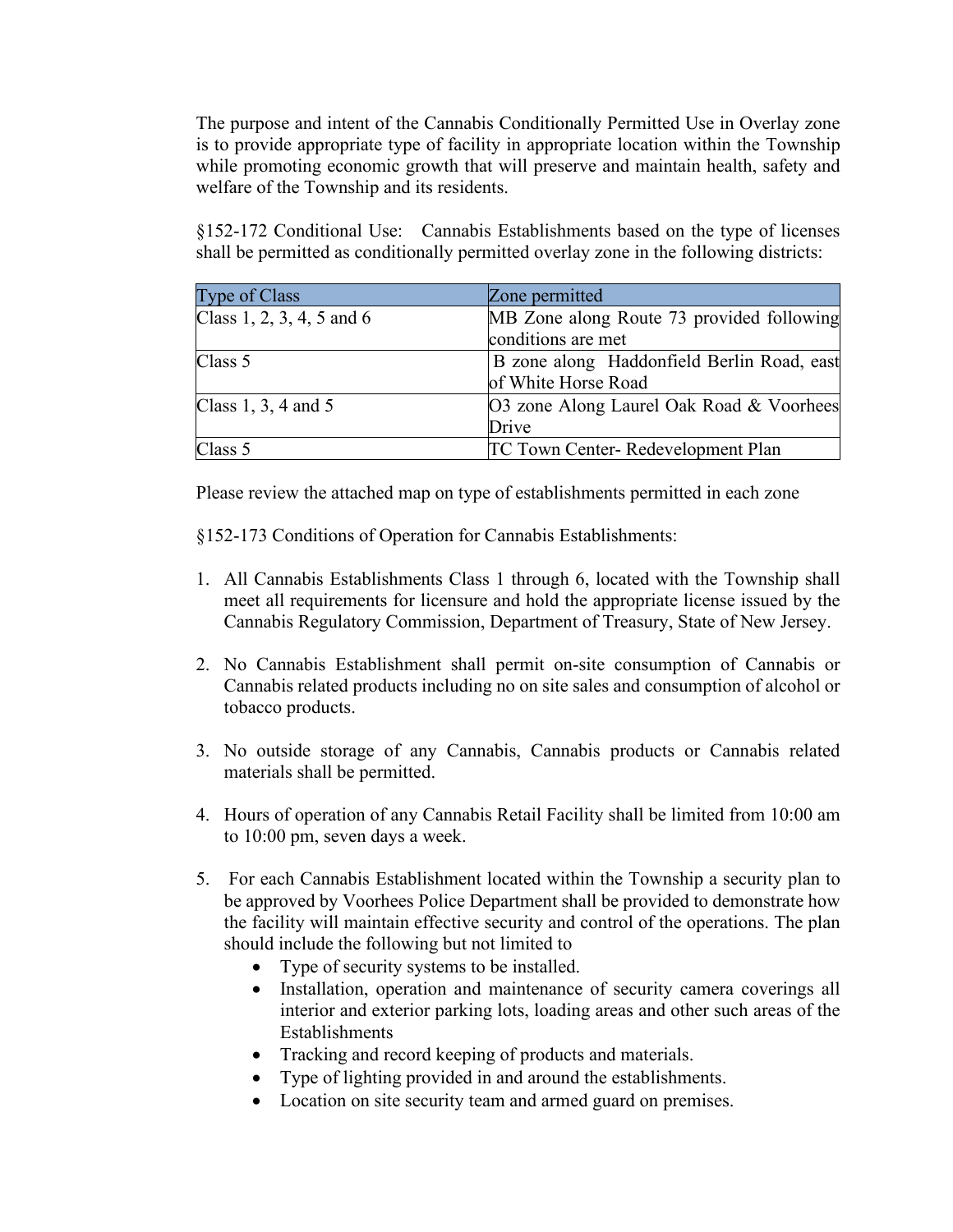The purpose and intent of the Cannabis Conditionally Permitted Use in Overlay zone is to provide appropriate type of facility in appropriate location within the Township while promoting economic growth that will preserve and maintain health, safety and welfare of the Township and its residents.

§152-172 Conditional Use: Cannabis Establishments based on the type of licenses shall be permitted as conditionally permitted overlay zone in the following districts:

| Type of Class | Zone permitted |
|---|---|
| Class 1, 2, 3, 4, 5 and 6 | MB Zone along Route 73 provided following conditions are met |
| Class 5 | B zone along Haddonfield Berlin Road, east of White Horse Road |
| Class 1, 3, 4 and 5 | O3 zone Along Laurel Oak Road & Voorhees Drive |
| Class 5 | TC Town Center- Redevelopment Plan |

Please review the attached map on type of establishments permitted in each zone

§152-173 Conditions of Operation for Cannabis Establishments:

1. All Cannabis Establishments Class 1 through 6, located with the Township shall meet all requirements for licensure and hold the appropriate license issued by the Cannabis Regulatory Commission, Department of Treasury, State of New Jersey.

2. No Cannabis Establishment shall permit on-site consumption of Cannabis or Cannabis related products including no on site sales and consumption of alcohol or tobacco products.

3. No outside storage of any Cannabis, Cannabis products or Cannabis related materials shall be permitted.

4. Hours of operation of any Cannabis Retail Facility shall be limited from 10:00 am to 10:00 pm, seven days a week.

5. For each Cannabis Establishment located within the Township a security plan to be approved by Voorhees Police Department shall be provided to demonstrate how the facility will maintain effective security and control of the operations. The plan should include the following but not limited to
   - Type of security systems to be installed.
   - Installation, operation and maintenance of security camera coverings all interior and exterior parking lots, loading areas and other such areas of the Establishments
   - Tracking and record keeping of products and materials.
   - Type of lighting provided in and around the establishments.
   - Location on site security team and armed guard on premises.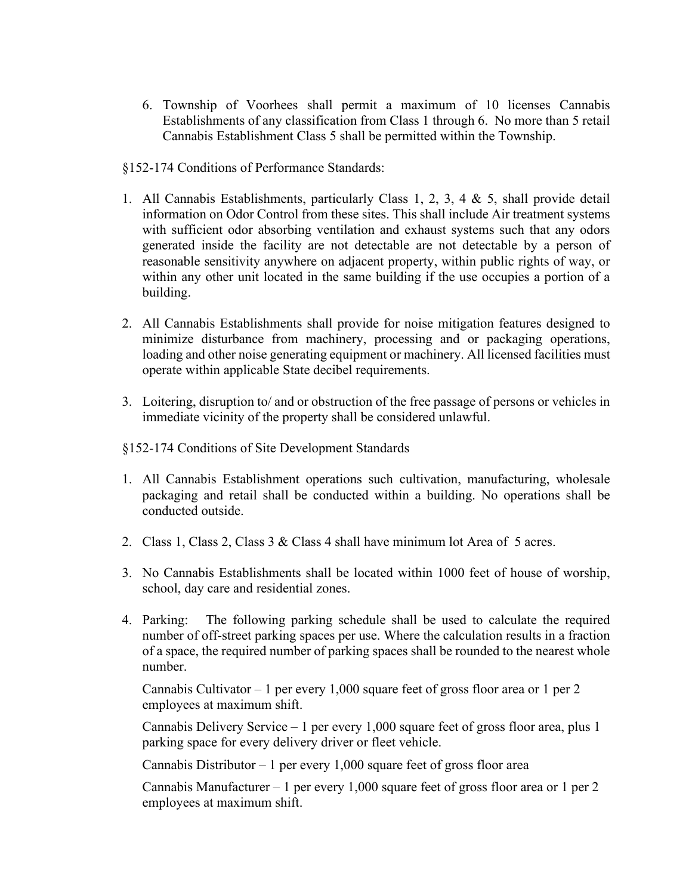6. Township of Voorhees shall permit a maximum of 10 licenses Cannabis Establishments of any classification from Class 1 through 6. No more than 5 retail Cannabis Establishment Class 5 shall be permitted within the Township.

§152-174 Conditions of Performance Standards:

1. All Cannabis Establishments, particularly Class 1, 2, 3, 4 & 5, shall provide detail information on Odor Control from these sites. This shall include Air treatment systems with sufficient odor absorbing ventilation and exhaust systems such that any odors generated inside the facility are not detectable are not detectable by a person of reasonable sensitivity anywhere on adjacent property, within public rights of way, or within any other unit located in the same building if the use occupies a portion of a building.

2. All Cannabis Establishments shall provide for noise mitigation features designed to minimize disturbance from machinery, processing and or packaging operations, loading and other noise generating equipment or machinery. All licensed facilities must operate within applicable State decibel requirements.

3. Loitering, disruption to/ and or obstruction of the free passage of persons or vehicles in immediate vicinity of the property shall be considered unlawful.

§152-174 Conditions of Site Development Standards

1. All Cannabis Establishment operations such cultivation, manufacturing, wholesale packaging and retail shall be conducted within a building. No operations shall be conducted outside.

2. Class 1, Class 2, Class 3 & Class 4 shall have minimum lot Area of 5 acres.

3. No Cannabis Establishments shall be located within 1000 feet of house of worship, school, day care and residential zones.

4. Parking: The following parking schedule shall be used to calculate the required number of off-street parking spaces per use. Where the calculation results in a fraction of a space, the required number of parking spaces shall be rounded to the nearest whole number.

   Cannabis Cultivator – 1 per every 1,000 square feet of gross floor area or 1 per 2 employees at maximum shift.

   Cannabis Delivery Service – 1 per every 1,000 square feet of gross floor area, plus 1 parking space for every delivery driver or fleet vehicle.

   Cannabis Distributor – 1 per every 1,000 square feet of gross floor area

   Cannabis Manufacturer – 1 per every 1,000 square feet of gross floor area or 1 per 2 employees at maximum shift.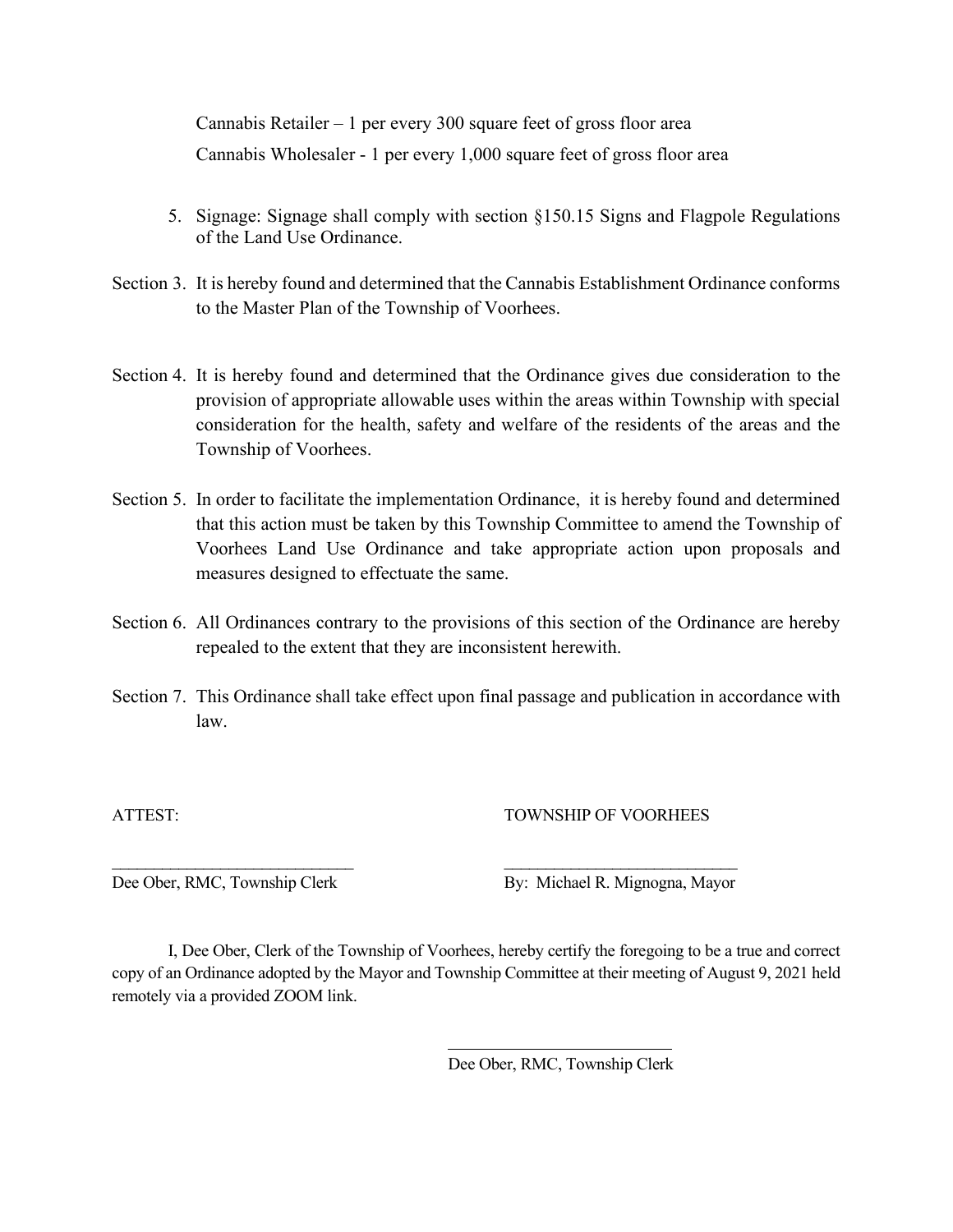Cannabis Retailer – 1 per every 300 square feet of gross floor area

Cannabis Wholesaler - 1 per every 1,000 square feet of gross floor area

5. Signage: Signage shall comply with section §150.15 Signs and Flagpole Regulations of the Land Use Ordinance.

Section 3. It is hereby found and determined that the Cannabis Establishment Ordinance conforms to the Master Plan of the Township of Voorhees.

Section 4. It is hereby found and determined that the Ordinance gives due consideration to the provision of appropriate allowable uses within the areas within Township with special consideration for the health, safety and welfare of the residents of the areas and the Township of Voorhees.

Section 5. In order to facilitate the implementation Ordinance, it is hereby found and determined that this action must be taken by this Township Committee to amend the Township of Voorhees Land Use Ordinance and take appropriate action upon proposals and measures designed to effectuate the same.

Section 6. All Ordinances contrary to the provisions of this section of the Ordinance are hereby repealed to the extent that they are inconsistent herewith.

Section 7. This Ordinance shall take effect upon final passage and publication in accordance with law.

ATTEST: TOWNSHIP OF VOORHEES

\_\_\_\_\_\_\_\_\_\_\_\_\_\_\_\_\_\_\_\_\_\_\_\_\_\_\_\_\_ \_\_\_\_\_\_\_\_\_\_\_\_\_\_\_\_\_\_\_\_\_\_\_\_\_\_\_\_\_

Dee Ober, RMC, Township Clerk By: Michael R. Mignogna, Mayor

I, Dee Ober, Clerk of the Township of Voorhees, hereby certify the foregoing to be a true and correct copy of an Ordinance adopted by the Mayor and Township Committee at their meeting of August 9, 2021 held remotely via a provided ZOOM link.

\_\_\_\_\_\_\_\_\_\_\_\_\_\_\_\_\_\_\_\_\_\_\_\_\_\_\_\_\_

Dee Ober, RMC, Township Clerk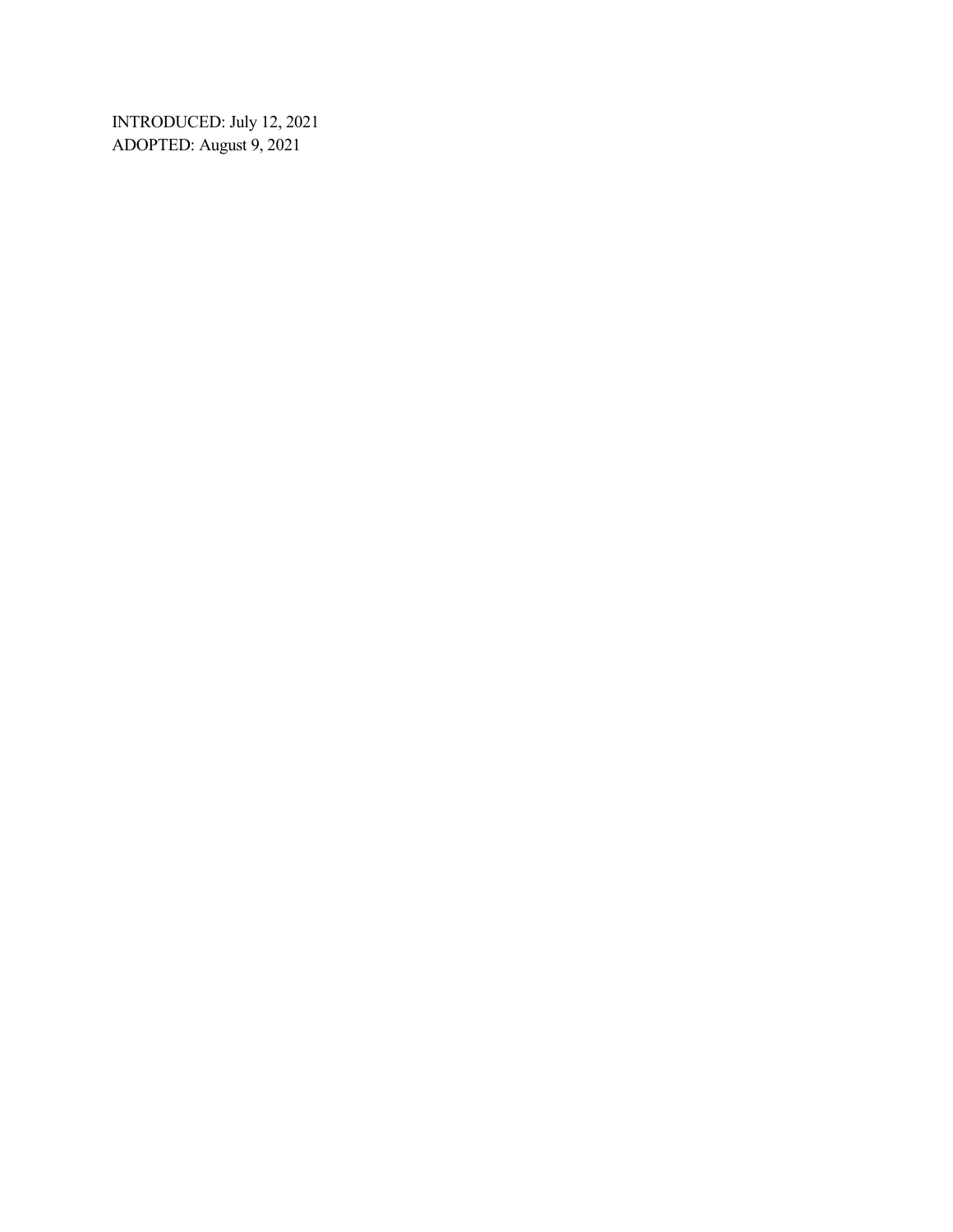INTRODUCED: July 12, 2021
ADOPTED: August 9, 2021